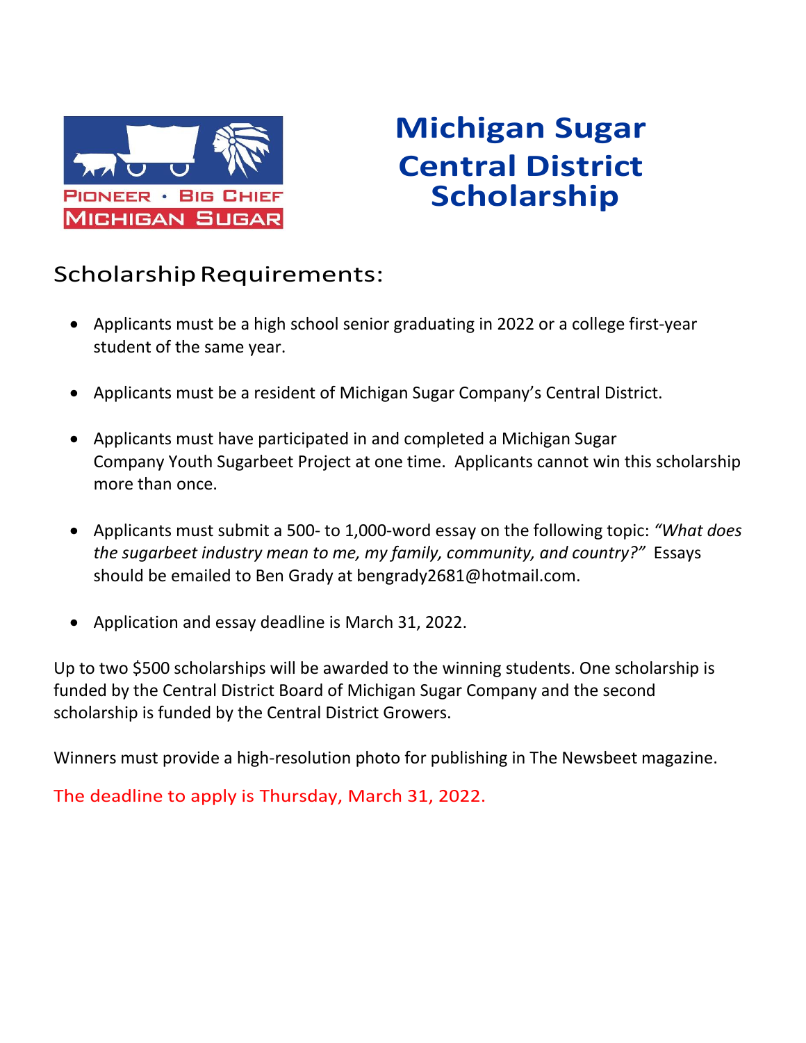PIONEER • BIG CHIEF
MICHIGAN SUGAR

# Michigan Sugar Central District Scholarship

## Scholarship Requirements:

- Applicants must be a high school senior graduating in 2022 or a college first-year student of the same year.
- Applicants must be a resident of Michigan Sugar Company's Central District.
- Applicants must have participated in and completed a Michigan Sugar Company Youth Sugarbeet Project at one time. Applicants cannot win this scholarship more than once.
- Applicants must submit a 500- to 1,000-word essay on the following topic: *"What does the sugarbeet industry mean to me, my family, community, and country?"* Essays should be emailed to Ben Grady at bengrady2681@hotmail.com.
- Application and essay deadline is March 31, 2022.

Up to two $500 scholarships will be awarded to the winning students. One scholarship is funded by the Central District Board of Michigan Sugar Company and the second scholarship is funded by the Central District Growers.

Winners must provide a high-resolution photo for publishing in The Newsbeet magazine.

The deadline to apply is Thursday, March 31, 2022.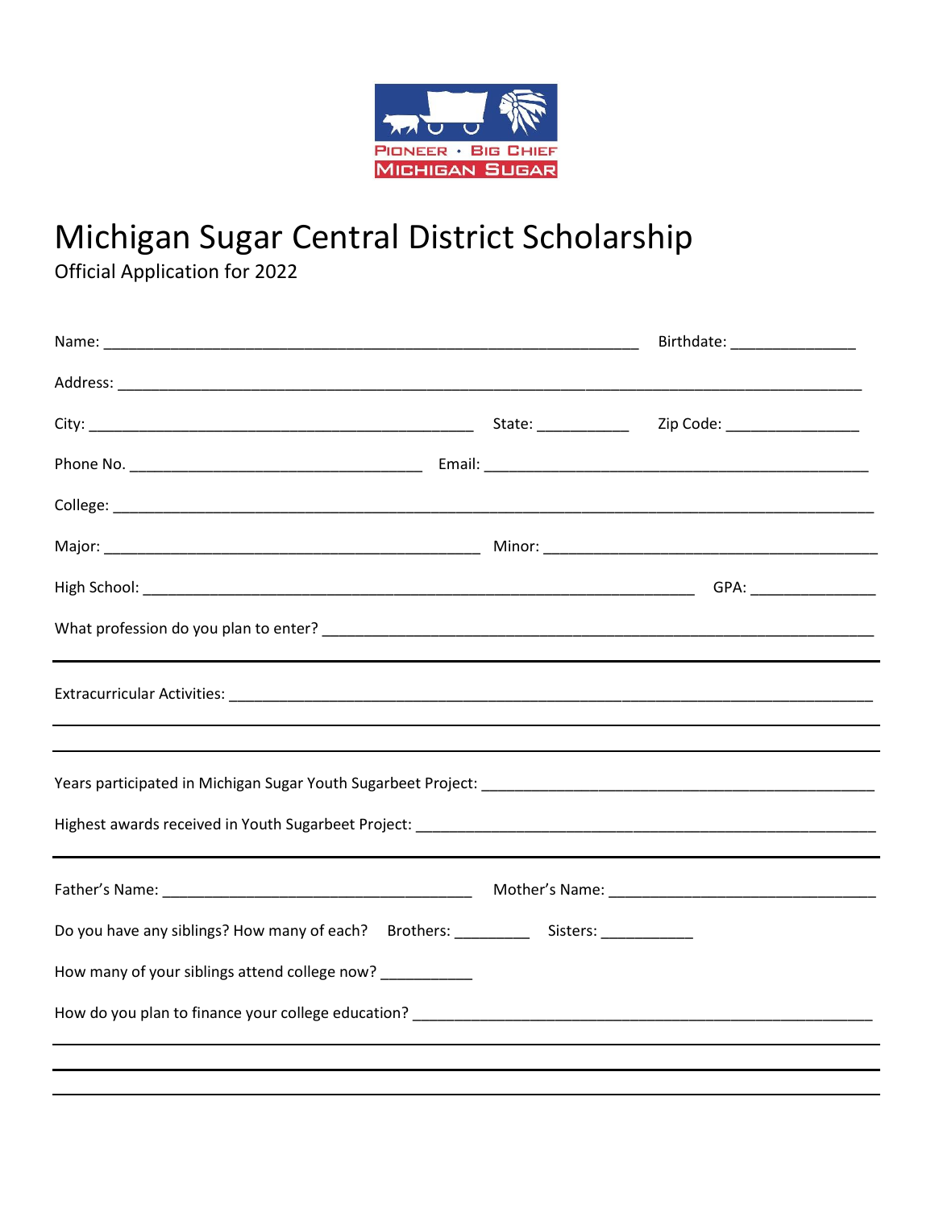# Michigan Sugar Central District Scholarship

Official Application for 2022

Name: ______________________________________________ Birthdate: ______________

Address: ______________________________________________________________________

City: ________________________________ State: __________ Zip Code: _______________

Phone No. _________________________ Email: ___________________________________

College: ______________________________________________________________________

Major: ______________________________ Minor: ___________________________________

High School: ____________________________________________ GPA: ______________

What profession do you plan to enter? _____________________________________________

---

Extracurricular Activities: ______________________________________________________

---

Years participated in Michigan Sugar Youth Sugarbeet Project: _______________________________

Highest awards received in Youth Sugarbeet Project: __________________________________

---

Father's Name: __________________________ Mother's Name: ____________________________

Do you have any siblings? How many of each? Brothers: ________ Sisters: __________

How many of your siblings attend college now? __________

How do you plan to finance your college education? ____________________________________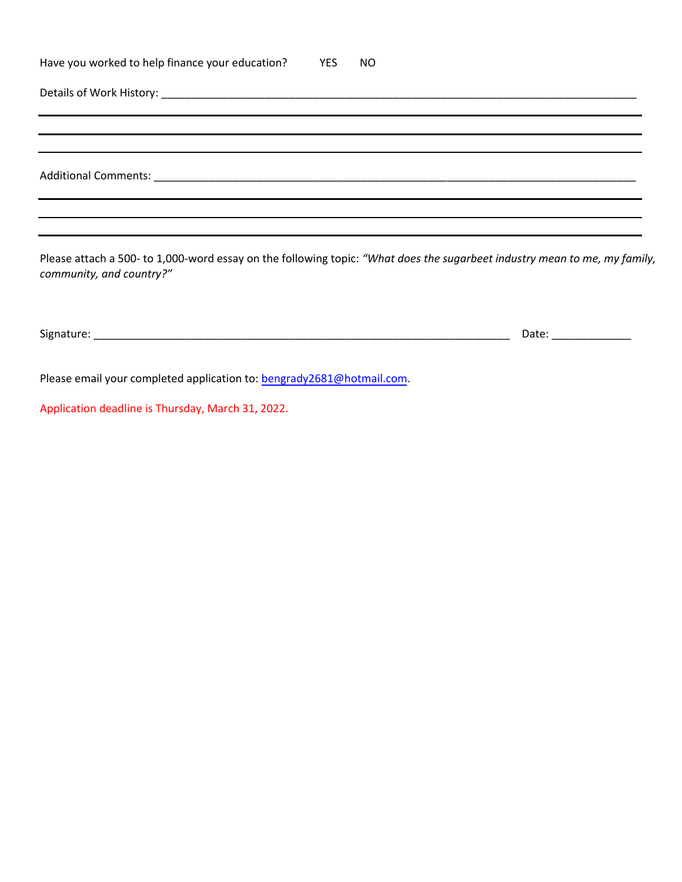Have you worked to help finance your education? YES NO

Details of Work History: ______________________________________________________________________________

______________________________________________________________________________________________

______________________________________________________________________________________________

______________________________________________________________________________________________

Additional Comments: _________________________________________________________________________________

______________________________________________________________________________________________

______________________________________________________________________________________________

______________________________________________________________________________________________

Please attach a 500- to 1,000-word essay on the following topic: *"What does the sugarbeet industry mean to me, my family, community, and country?"*

Signature: ______________________________________________________________________ Date: _____________

Please email your completed application to: bengrady2681@hotmail.com.

Application deadline is Thursday, March 31, 2022.